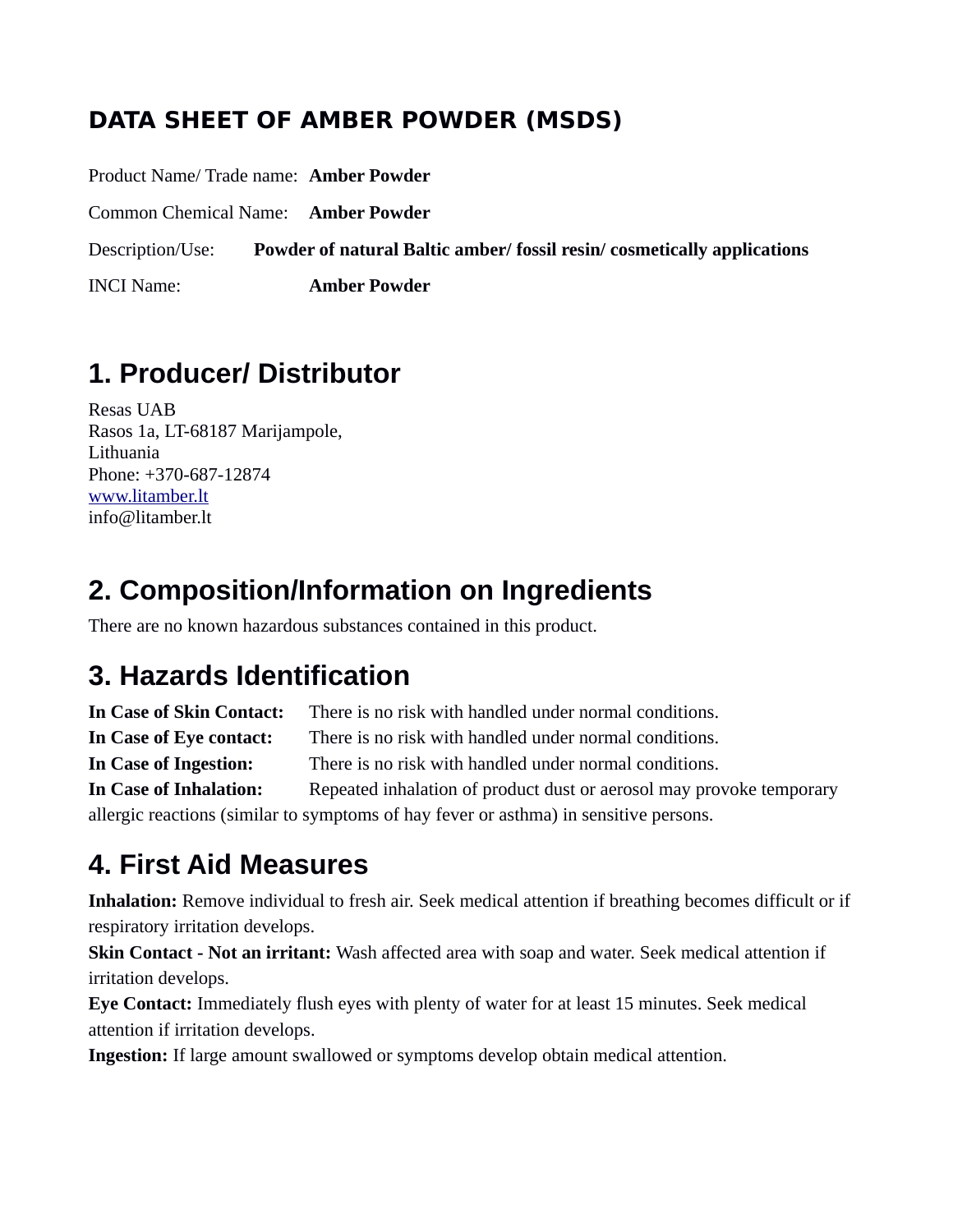# DATA SHEET OF AMBER POWDER (MSDS)

Product Name/ Trade name: **Amber Powder**

Common Chemical Name: **Amber Powder**

Description/Use: **Powder of natural Baltic amber/ fossil resin/ cosmetically applications**

INCI Name: **Amber Powder**

## 1. Producer/ Distributor

Resas UAB
Rasos 1a, LT-68187 Marijampole,
Lithuania
Phone: +370-687-12874
www.litamber.lt
info@litamber.lt

## 2. Composition/Information on Ingredients

There are no known hazardous substances contained in this product.

## 3. Hazards Identification

**In Case of Skin Contact:** There is no risk with handled under normal conditions.
**In Case of Eye contact:** There is no risk with handled under normal conditions.
**In Case of Ingestion:** There is no risk with handled under normal conditions.
**In Case of Inhalation:** Repeated inhalation of product dust or aerosol may provoke temporary allergic reactions (similar to symptoms of hay fever or asthma) in sensitive persons.

## 4. First Aid Measures

**Inhalation:** Remove individual to fresh air. Seek medical attention if breathing becomes difficult or if respiratory irritation develops.
**Skin Contact - Not an irritant:** Wash affected area with soap and water. Seek medical attention if irritation develops.
**Eye Contact:** Immediately flush eyes with plenty of water for at least 15 minutes. Seek medical attention if irritation develops.
**Ingestion:** If large amount swallowed or symptoms develop obtain medical attention.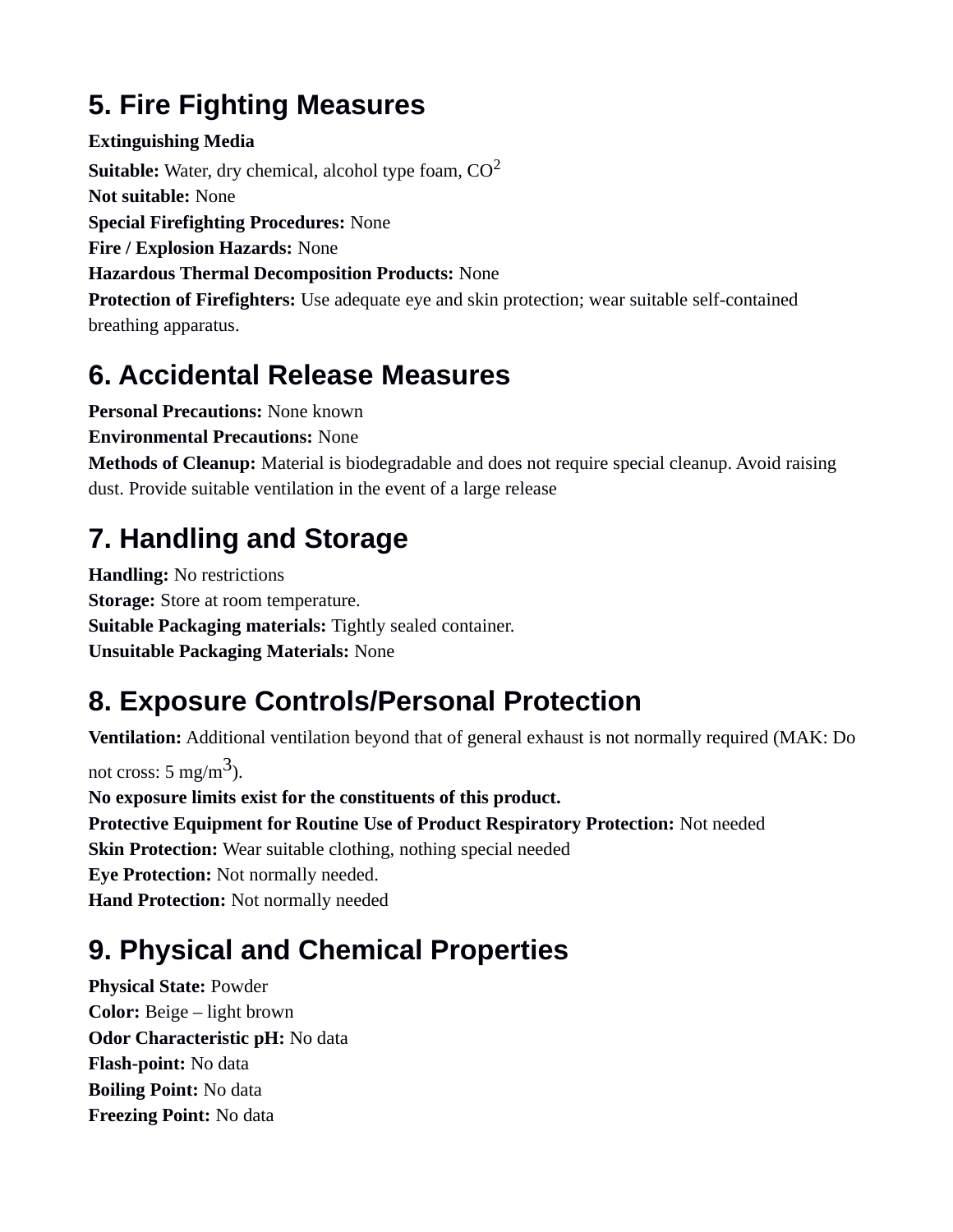## 5. Fire Fighting Measures

**Extinguishing Media**

**Suitable:** Water, dry chemical, alcohol type foam, $CO^2$
**Not suitable:** None
**Special Firefighting Procedures:** None
**Fire / Explosion Hazards:** None
**Hazardous Thermal Decomposition Products:** None
**Protection of Firefighters:** Use adequate eye and skin protection; wear suitable self-contained breathing apparatus.

## 6. Accidental Release Measures

**Personal Precautions:** None known
**Environmental Precautions:** None
**Methods of Cleanup:** Material is biodegradable and does not require special cleanup. Avoid raising dust. Provide suitable ventilation in the event of a large release

## 7. Handling and Storage

**Handling:** No restrictions
**Storage:** Store at room temperature.
**Suitable Packaging materials:** Tightly sealed container.
**Unsuitable Packaging Materials:** None

## 8. Exposure Controls/Personal Protection

**Ventilation:** Additional ventilation beyond that of general exhaust is not normally required (MAK: Do not cross: 5 $mg/m^3$).
**No exposure limits exist for the constituents of this product.**
**Protective Equipment for Routine Use of Product Respiratory Protection:** Not needed
**Skin Protection:** Wear suitable clothing, nothing special needed
**Eye Protection:** Not normally needed.
**Hand Protection:** Not normally needed

## 9. Physical and Chemical Properties

**Physical State:** Powder
**Color:** Beige – light brown
**Odor Characteristic pH:** No data
**Flash-point:** No data
**Boiling Point:** No data
**Freezing Point:** No data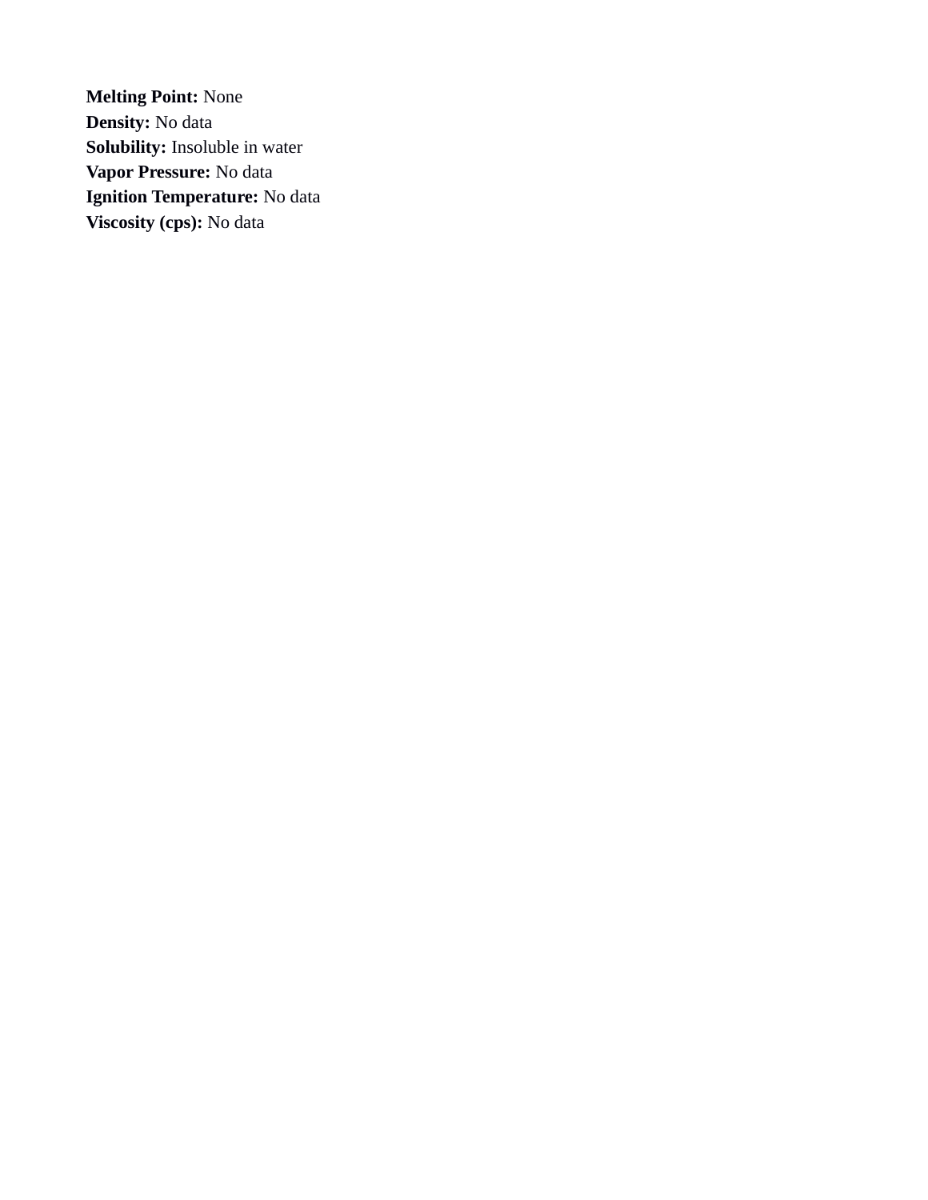**Melting Point:** None
**Density:** No data
**Solubility:** Insoluble in water
**Vapor Pressure:** No data
**Ignition Temperature:** No data
**Viscosity (cps):** No data